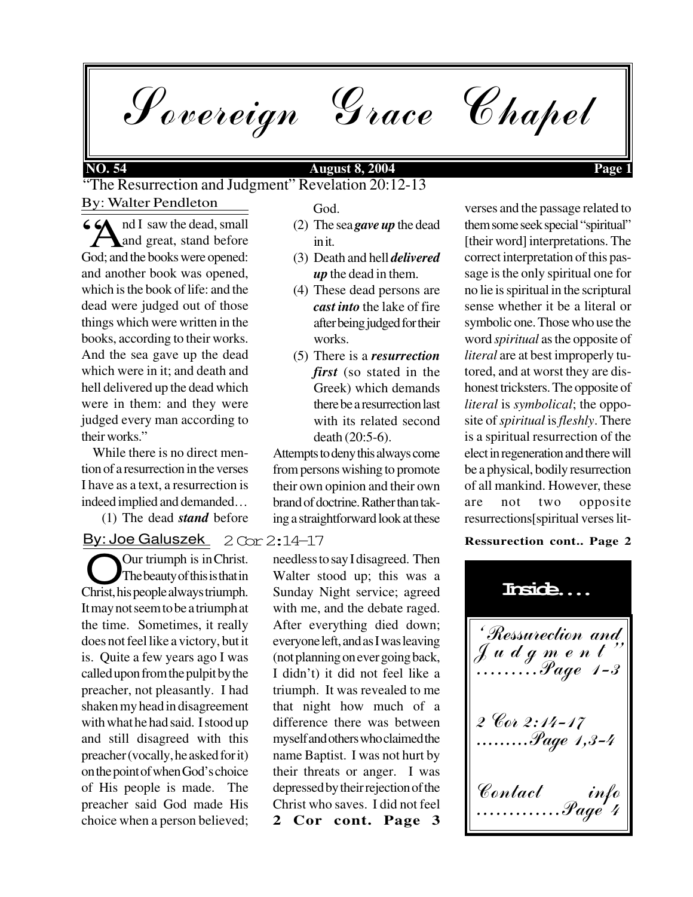# Sovereign Grace Chapel

**NO. 54** **August 8, 2004**

## "The Resurrection and Judgment" Revelation 20:12-13

By: Walter Pendleton

"And I saw the dead, small and great, stand before God; and the books were opened: and another book was opened, which is the book of life: and the dead were judged out of those things which were written in the books, according to their works. And the sea gave up the dead which were in it; and death and hell delivered up the dead which were in them: and they were judged every man according to their works."

While there is no direct mention of a resurrection in the verses I have as a text, a resurrection is indeed implied and demanded…

(1) The dead ***stand*** before God.
(2) The sea ***gave up*** the dead in it.
(3) Death and hell ***delivered up*** the dead in them.
(4) These dead persons are ***cast into*** the lake of fire after being judged for their works.
(5) There is a ***resurrection first*** (so stated in the Greek) which demands there be a resurrection last with its related second death (20:5-6).

Attempts to deny this always come from persons wishing to promote their own opinion and their own brand of doctrine. Rather than taking a straightforward look at these verses and the passage related to them some seek special "spiritual" [their word] interpretations. The correct interpretation of this passage is the only spiritual one for no lie is spiritual in the scriptural sense whether it be a literal or symbolic one. Those who use the word *spiritual* as the opposite of *literal* are at best improperly tutored, and at worst they are dishonest tricksters. The opposite of *literal* is *symbolical*; the opposite of *spiritual* is *fleshly*. There is a spiritual resurrection of the elect in regeneration and there will be a physical, bodily resurrection of all mankind. However, these are not two opposite resurrections[spiritual verses lit-

**Ressurection cont.. Page 2**

## By: Joe Galuszek 2 Cor 2:14-17

Our triumph is in Christ. The beauty of this is that in Christ, his people always triumph. It may not seem to be a triumph at the time. Sometimes, it really does not feel like a victory, but it is. Quite a few years ago I was called upon from the pulpit by the preacher, not pleasantly. I had shaken my head in disagreement with what he had said. I stood up and still disagreed with this preacher (vocally, he asked for it) on the point of when God's choice of His people is made. The preacher said God made His choice when a person believed; needless to say I disagreed. Then Walter stood up; this was a Sunday Night service; agreed with me, and the debate raged. After everything died down; everyone left, and as I was leaving (not planning on ever going back, I didn't) it did not feel like a triumph. It was revealed to me that night how much of a difference there was between myself and others who claimed the name Baptist. I was not hurt by their threats or anger. I was depressed by their rejection of the Christ who saves. I did not feel

**2 Cor cont. Page 3**

**Inside....**

'Ressurection and Judgment" .........Page 1-3

2 Cor 2:14-17 .........Page 1,3-4

Contact info .............Page 4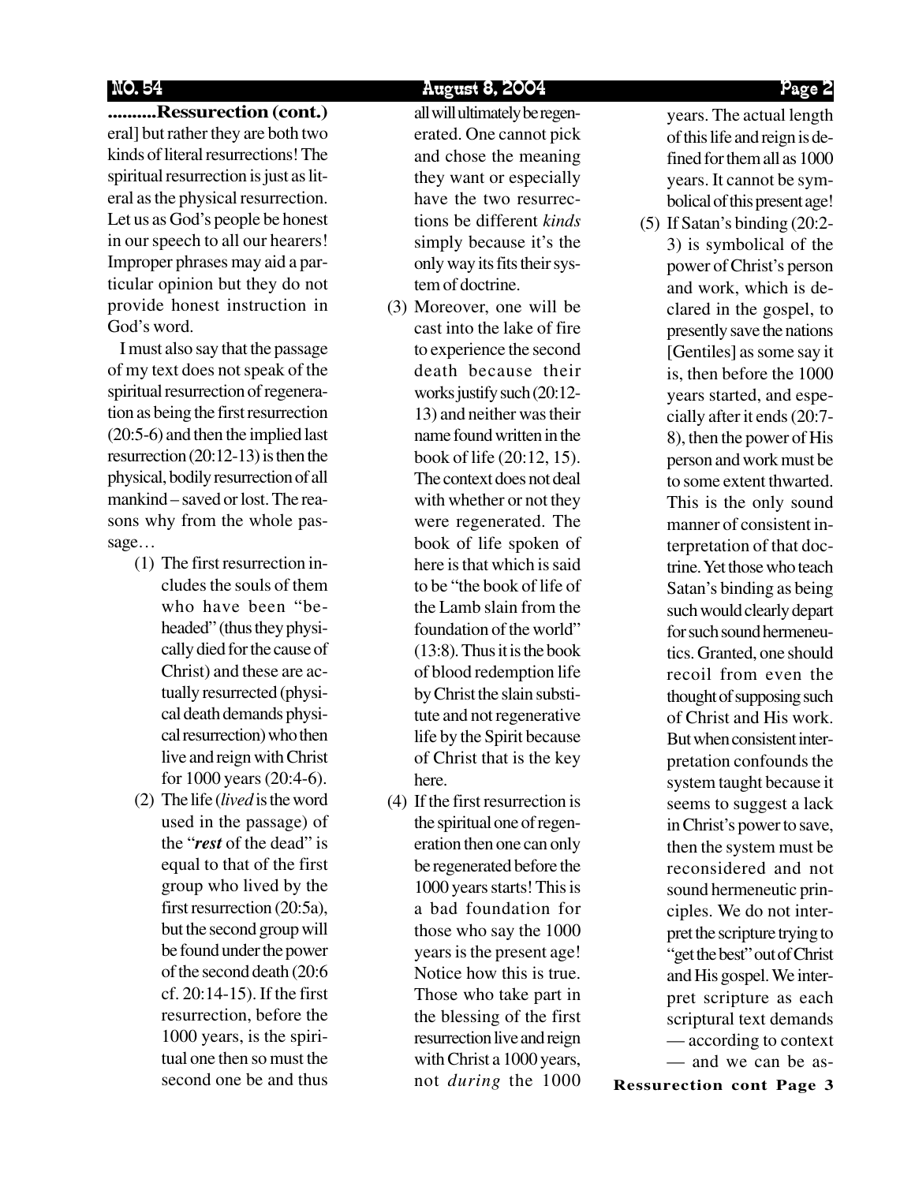**..........Ressurection (cont.)**

eral] but rather they are both two kinds of literal resurrections! The spiritual resurrection is just as literal as the physical resurrection. Let us as God's people be honest in our speech to all our hearers! Improper phrases may aid a particular opinion but they do not provide honest instruction in God's word.

I must also say that the passage of my text does not speak of the spiritual resurrection of regeneration as being the first resurrection (20:5-6) and then the implied last resurrection (20:12-13) is then the physical, bodily resurrection of all mankind – saved or lost. The reasons why from the whole passage…

(1) The first resurrection includes the souls of them who have been "beheaded" (thus they physically died for the cause of Christ) and these are actually resurrected (physical death demands physical resurrection) who then live and reign with Christ for 1000 years (20:4-6).

(2) The life (*lived* is the word used in the passage) of the "***rest*** of the dead" is equal to that of the first group who lived by the first resurrection (20:5a), but the second group will be found under the power of the second death (20:6 cf. 20:14-15). If the first resurrection, before the 1000 years, is the spiritual one then so must the second one be and thus all will ultimately be regenerated. One cannot pick and chose the meaning they want or especially have the two resurrections be different *kinds* simply because it's the only way its fits their system of doctrine.

(3) Moreover, one will be cast into the lake of fire to experience the second death because their works justify such (20:12-13) and neither was their name found written in the book of life (20:12, 15). The context does not deal with whether or not they were regenerated. The book of life spoken of here is that which is said to be "the book of life of the Lamb slain from the foundation of the world" (13:8). Thus it is the book of blood redemption life by Christ the slain substitute and not regenerative life by the Spirit because of Christ that is the key here.

(4) If the first resurrection is the spiritual one of regeneration then one can only be regenerated before the 1000 years starts! This is a bad foundation for those who say the 1000 years is the present age! Notice how this is true. Those who take part in the blessing of the first resurrection live and reign with Christ a 1000 years, not *during* the 1000 years. The actual length of this life and reign is defined for them all as 1000 years. It cannot be symbolical of this present age!

(5) If Satan's binding (20:2-3) is symbolical of the power of Christ's person and work, which is declared in the gospel, to presently save the nations [Gentiles] as some say it is, then before the 1000 years started, and especially after it ends (20:7-8), then the power of His person and work must be to some extent thwarted. This is the only sound manner of consistent interpretation of that doctrine. Yet those who teach Satan's binding as being such would clearly depart for such sound hermeneutics. Granted, one should recoil from even the thought of supposing such of Christ and His work. But when consistent interpretation confounds the system taught because it seems to suggest a lack in Christ's power to save, then the system must be reconsidered and not sound hermeneutic principles. We do not interpret the scripture trying to "get the best" out of Christ and His gospel. We interpret scripture as each scriptural text demands — according to context — and we can be as-

**Ressurection cont Page 3**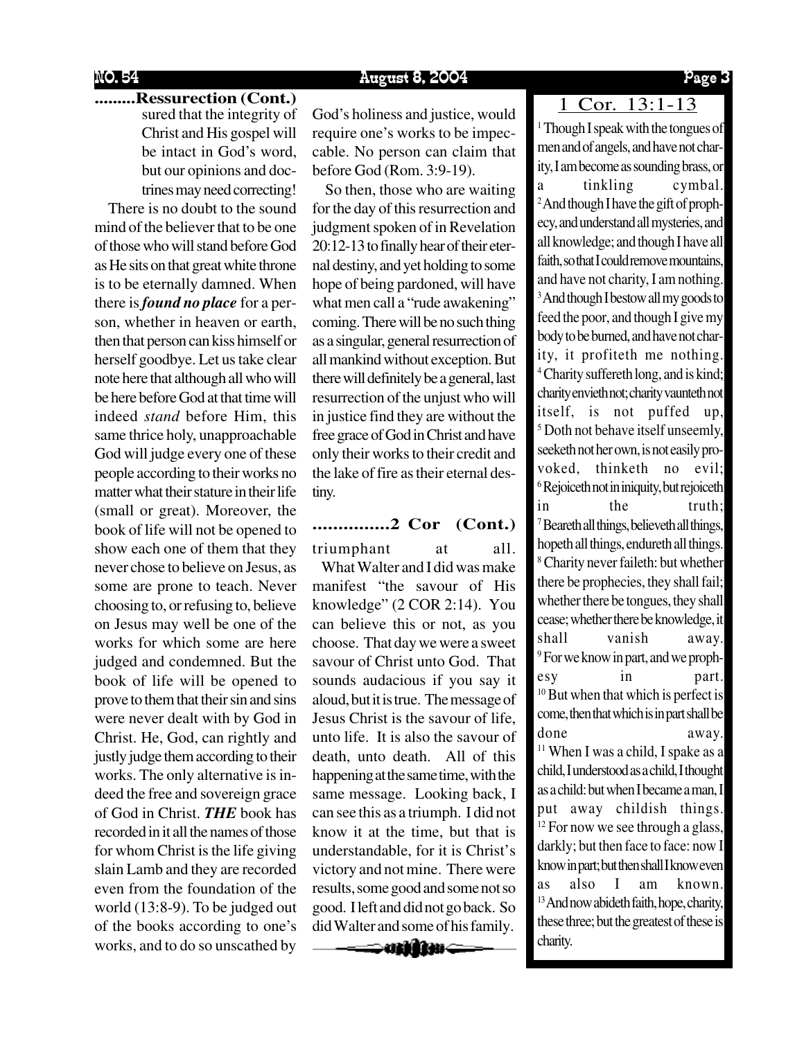.........**Ressurection (Cont.)**

sured that the integrity of Christ and His gospel will be intact in God's word, but our opinions and doctrines may need correcting!

There is no doubt to the sound mind of the believer that to be one of those who will stand before God as He sits on that great white throne is to be eternally damned. When there is ***found no place*** for a person, whether in heaven or earth, then that person can kiss himself or herself goodbye. Let us take clear note here that although all who will be here before God at that time will indeed *stand* before Him, this same thrice holy, unapproachable God will judge every one of these people according to their works no matter what their stature in their life (small or great). Moreover, the book of life will not be opened to show each one of them that they never chose to believe on Jesus, as some are prone to teach. Never choosing to, or refusing to, believe on Jesus may well be one of the works for which some are here judged and condemned. But the book of life will be opened to prove to them that their sin and sins were never dealt with by God in Christ. He, God, can rightly and justly judge them according to their works. The only alternative is indeed the free and sovereign grace of God in Christ. ***THE*** book has recorded in it all the names of those for whom Christ is the life giving slain Lamb and they are recorded even from the foundation of the world (13:8-9). To be judged out of the books according to one's works, and to do so unscathed by God's holiness and justice, would require one's works to be impeccable. No person can claim that before God (Rom. 3:9-19).

So then, those who are waiting for the day of this resurrection and judgment spoken of in Revelation 20:12-13 to finally hear of their eternal destiny, and yet holding to some hope of being pardoned, will have what men call a "rude awakening" coming. There will be no such thing as a singular, general resurrection of all mankind without exception. But there will definitely be a general, last resurrection of the unjust who will in justice find they are without the free grace of God in Christ and have only their works to their credit and the lake of fire as their eternal destiny.

...............**2 Cor (Cont.)**

triumphant at all.

What Walter and I did was make manifest "the savour of His knowledge" (2 COR 2:14). You can believe this or not, as you choose. That day we were a sweet savour of Christ unto God. That sounds audacious if you say it aloud, but it is true. The message of Jesus Christ is the savour of life, unto life. It is also the savour of death, unto death. All of this happening at the same time, with the same message. Looking back, I can see this as a triumph. I did not know it at the time, but that is understandable, for it is Christ's victory and not mine. There were results, some good and some not so good. I left and did not go back. So did Walter and some of his family.

## 1 Cor. 13:1-13

[1] Though I speak with the tongues of men and of angels, and have not charity, I am become as sounding brass, or a tinkling cymbal. [2] And though I have the gift of prophecy, and understand all mysteries, and all knowledge; and though I have all faith, so that I could remove mountains, and have not charity, I am nothing. [3] And though I bestow all my goods to feed the poor, and though I give my body to be burned, and have not charity, it profiteth me nothing. [4] Charity suffereth long, and is kind; charity envieth not; charity vaunteth not itself, is not puffed up, [5] Doth not behave itself unseemly, seeketh not her own, is not easily provoked, thinketh no evil; [6] Rejoiceth not in iniquity, but rejoiceth in the truth; [7] Beareth all things, believeth all things, hopeth all things, endureth all things. [8] Charity never faileth: but whether there be prophecies, they shall fail; whether there be tongues, they shall cease; whether there be knowledge, it shall vanish away. [9] For we know in part, and we prophesy in part. [10] But when that which is perfect is come, then that which is in part shall be done away. [11] When I was a child, I spake as a child, I understood as a child, I thought as a child: but when I became a man, I put away childish things. [12] For now we see through a glass, darkly; but then face to face: now I know in part; but then shall I know even as also I am known. [13] And now abideth faith, hope, charity, these three; but the greatest of these is charity.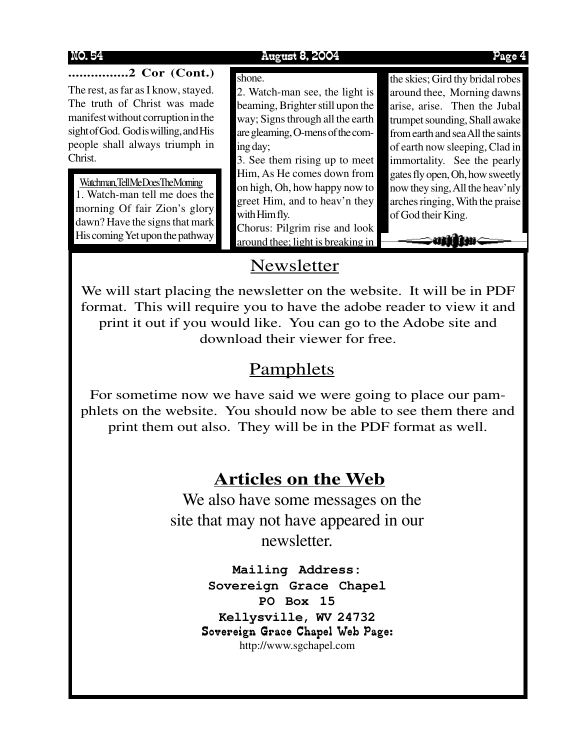................2 Cor (Cont.)

The rest, as far as I know, stayed. The truth of Christ was made manifest without corruption in the sight of God. God is willing, and His people shall always triumph in Christ.

Watchman, Tell Me Does The Morning

1. Watch-man tell me does the morning Of fair Zion's glory dawn? Have the signs that mark His coming Yet upon the pathway shone.

2. Watch-man see, the light is beaming, Brighter still upon the way; Signs through all the earth are gleaming, O-mens of the coming day;

3. See them rising up to meet Him, As He comes down from on high, Oh, how happy now to greet Him, and to heav'n they with Him fly.

Chorus: Pilgrim rise and look around thee; light is breaking in the skies; Gird thy bridal robes around thee, Morning dawns arise, arise. Then the Jubal trumpet sounding, Shall awake from earth and sea All the saints of earth now sleeping, Clad in immortality. See the pearly gates fly open, Oh, how sweetly now they sing, All the heav'nly arches ringing, With the praise of God their King.

## Newsletter

We will start placing the newsletter on the website. It will be in PDF format. This will require you to have the adobe reader to view it and print it out if you would like. You can go to the Adobe site and download their viewer for free.

## Pamphlets

For sometime now we have said we were going to place our pamphlets on the website. You should now be able to see them there and print them out also. They will be in the PDF format as well.

## **Articles on the Web**

We also have some messages on the site that may not have appeared in our newsletter.

**Mailing Address:**
**Sovereign Grace Chapel**
**PO Box 15**
**Kellysville, WV 24732**

**Sovereign Grace Chapel Web Page:**
http://www.sgchapel.com